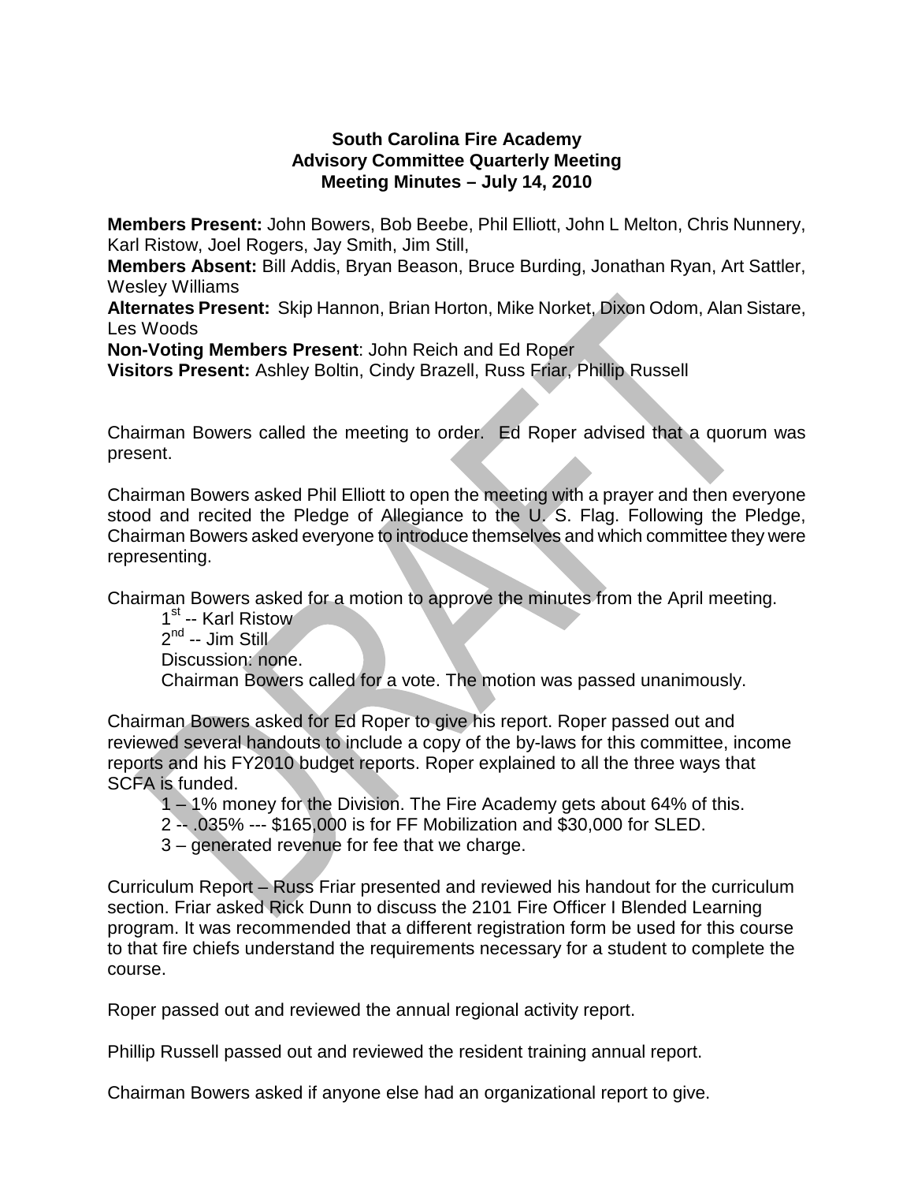**South Carolina Fire Academy**
**Advisory Committee Quarterly Meeting**
**Meeting Minutes – July 14, 2010**

**Members Present:** John Bowers, Bob Beebe, Phil Elliott, John L Melton, Chris Nunnery, Karl Ristow, Joel Rogers, Jay Smith, Jim Still,
**Members Absent:** Bill Addis, Bryan Beason, Bruce Burding, Jonathan Ryan, Art Sattler, Wesley Williams
**Alternates Present:** Skip Hannon, Brian Horton, Mike Norket, Dixon Odom, Alan Sistare, Les Woods
**Non-Voting Members Present**: John Reich and Ed Roper
**Visitors Present:** Ashley Boltin, Cindy Brazell, Russ Friar, Phillip Russell

Chairman Bowers called the meeting to order. Ed Roper advised that a quorum was present.

Chairman Bowers asked Phil Elliott to open the meeting with a prayer and then everyone stood and recited the Pledge of Allegiance to the U. S. Flag. Following the Pledge, Chairman Bowers asked everyone to introduce themselves and which committee they were representing.

Chairman Bowers asked for a motion to approve the minutes from the April meeting.

1st -- Karl Ristow
2nd -- Jim Still
Discussion: none.
Chairman Bowers called for a vote. The motion was passed unanimously.

Chairman Bowers asked for Ed Roper to give his report. Roper passed out and reviewed several handouts to include a copy of the by-laws for this committee, income reports and his FY2010 budget reports. Roper explained to all the three ways that SCFA is funded.

1 – 1% money for the Division. The Fire Academy gets about 64% of this.
2 -- .035% --- $165,000 is for FF Mobilization and $30,000 for SLED.
3 – generated revenue for fee that we charge.

Curriculum Report – Russ Friar presented and reviewed his handout for the curriculum section. Friar asked Rick Dunn to discuss the 2101 Fire Officer I Blended Learning program. It was recommended that a different registration form be used for this course to that fire chiefs understand the requirements necessary for a student to complete the course.

Roper passed out and reviewed the annual regional activity report.

Phillip Russell passed out and reviewed the resident training annual report.

Chairman Bowers asked if anyone else had an organizational report to give.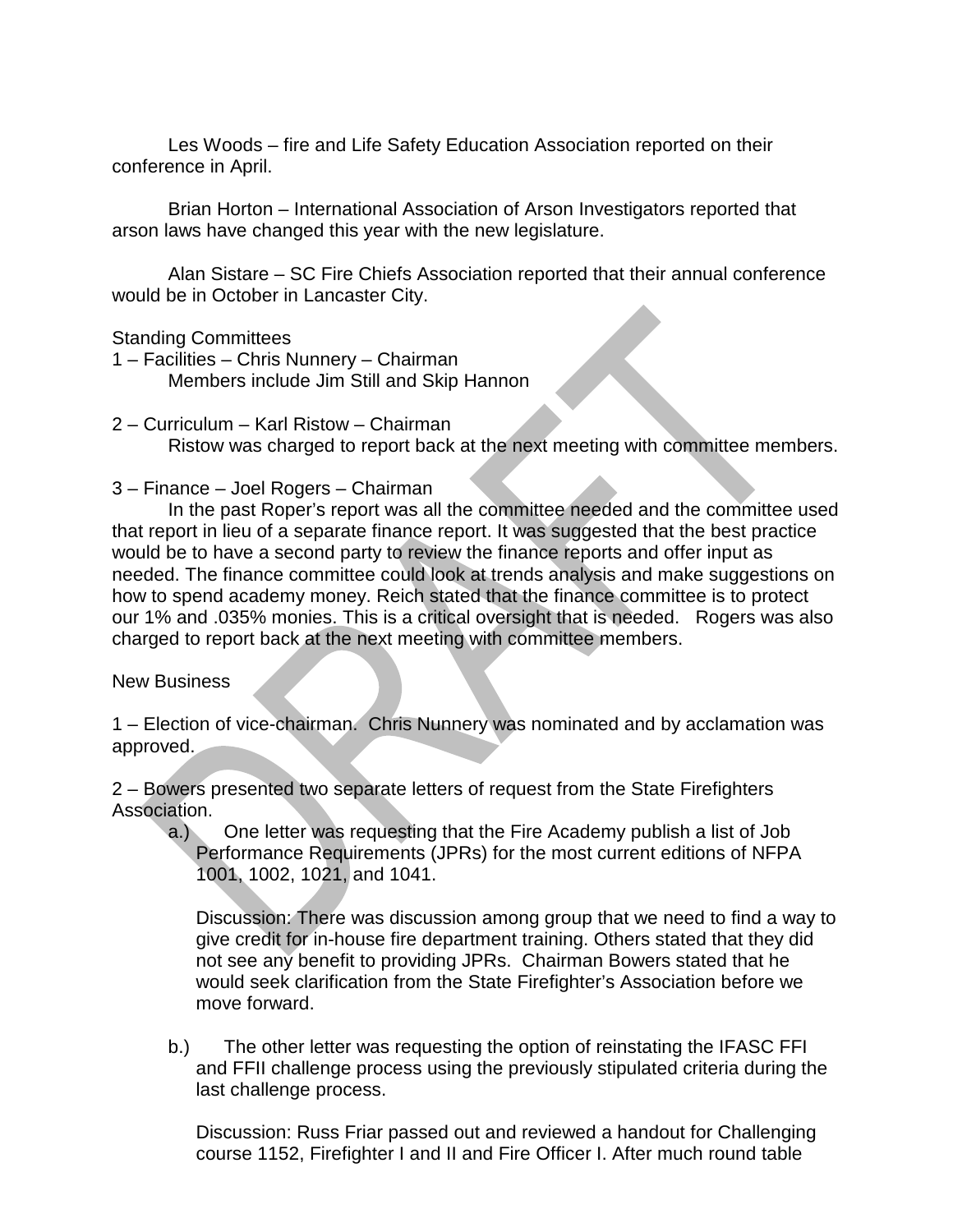Les Woods – fire and Life Safety Education Association reported on their conference in April.

Brian Horton – International Association of Arson Investigators reported that arson laws have changed this year with the new legislature.

Alan Sistare – SC Fire Chiefs Association reported that their annual conference would be in October in Lancaster City.

Standing Committees

1 – Facilities – Chris Nunnery – Chairman
Members include Jim Still and Skip Hannon

2 – Curriculum – Karl Ristow – Chairman
Ristow was charged to report back at the next meeting with committee members.

3 – Finance – Joel Rogers – Chairman
In the past Roper's report was all the committee needed and the committee used that report in lieu of a separate finance report. It was suggested that the best practice would be to have a second party to review the finance reports and offer input as needed. The finance committee could look at trends analysis and make suggestions on how to spend academy money. Reich stated that the finance committee is to protect our 1% and .035% monies. This is a critical oversight that is needed. Rogers was also charged to report back at the next meeting with committee members.

New Business

1 – Election of vice-chairman. Chris Nunnery was nominated and by acclamation was approved.

2 – Bowers presented two separate letters of request from the State Firefighters Association.

a.) One letter was requesting that the Fire Academy publish a list of Job Performance Requirements (JPRs) for the most current editions of NFPA 1001, 1002, 1021, and 1041.

Discussion: There was discussion among group that we need to find a way to give credit for in-house fire department training. Others stated that they did not see any benefit to providing JPRs. Chairman Bowers stated that he would seek clarification from the State Firefighter's Association before we move forward.

b.) The other letter was requesting the option of reinstating the IFASC FFI and FFII challenge process using the previously stipulated criteria during the last challenge process.

Discussion: Russ Friar passed out and reviewed a handout for Challenging course 1152, Firefighter I and II and Fire Officer I. After much round table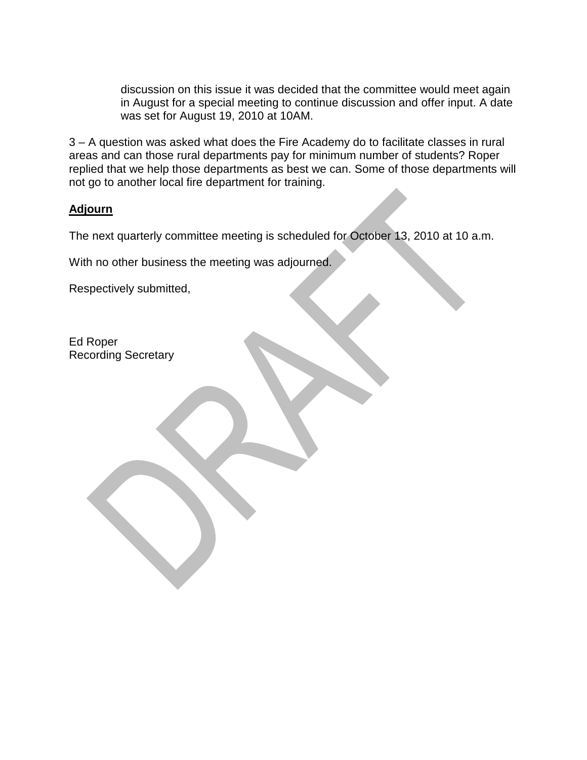discussion on this issue it was decided that the committee would meet again in August for a special meeting to continue discussion and offer input. A date was set for August 19, 2010 at 10AM.

3 – A question was asked what does the Fire Academy do to facilitate classes in rural areas and can those rural departments pay for minimum number of students? Roper replied that we help those departments as best we can. Some of those departments will not go to another local fire department for training.

**Adjourn**

The next quarterly committee meeting is scheduled for October 13, 2010 at 10 a.m.

With no other business the meeting was adjourned.

Respectively submitted,

Ed Roper
Recording Secretary